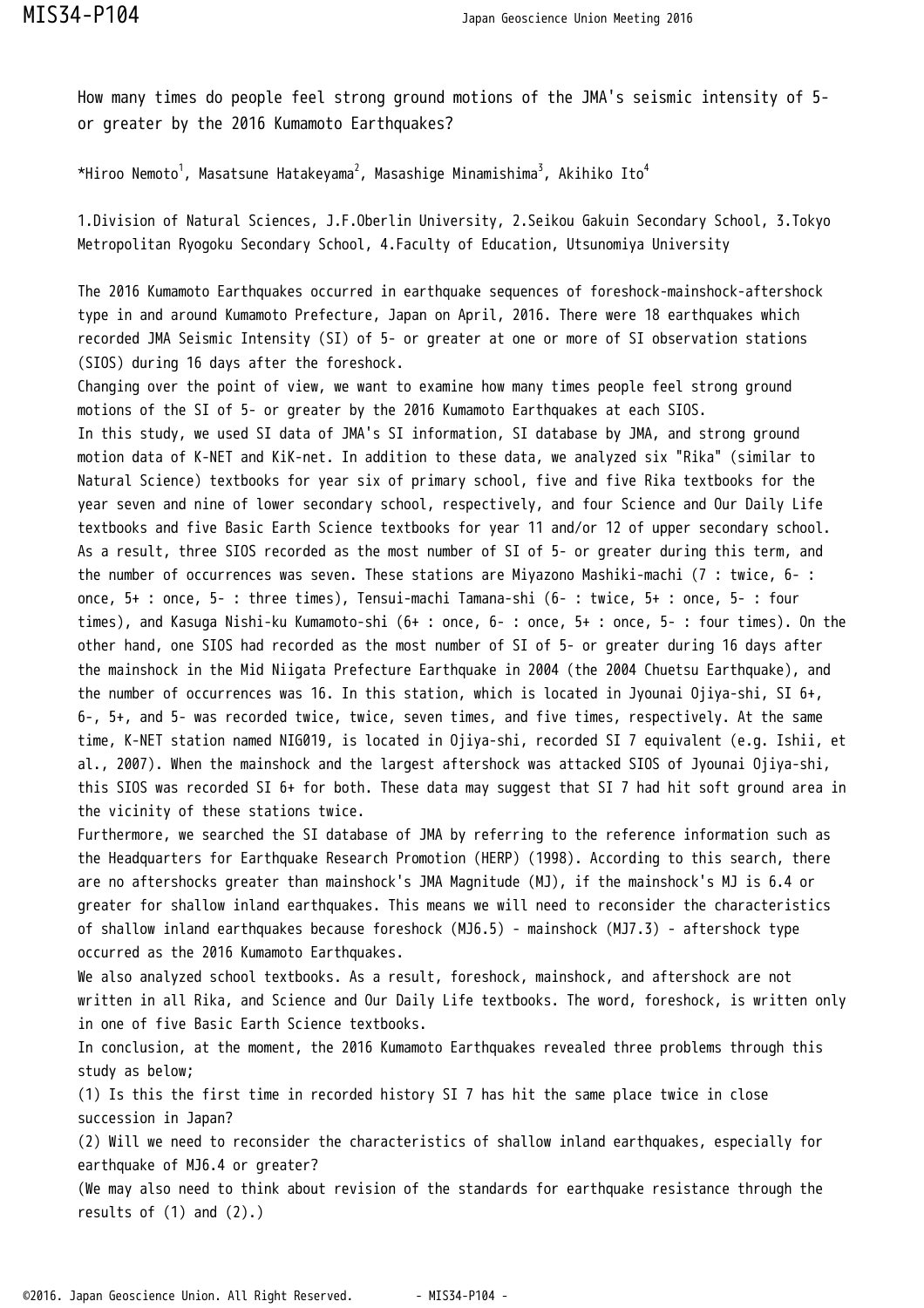# How many times do people feel strong ground motions of the JMA's seismic intensity of 5- or greater by the 2016 Kumamoto Earthquakes?

*Hiroo Nemoto[1], Masatsune Hatakeyama[2], Masashige Minamishima[3], Akihiko Ito[4]

1.Division of Natural Sciences, J.F.Oberlin University, 2.Seikou Gakuin Secondary School, 3.Tokyo Metropolitan Ryogoku Secondary School, 4.Faculty of Education, Utsunomiya University

The 2016 Kumamoto Earthquakes occurred in earthquake sequences of foreshock-mainshock-aftershock type in and around Kumamoto Prefecture, Japan on April, 2016. There were 18 earthquakes which recorded JMA Seismic Intensity (SI) of 5- or greater at one or more of SI observation stations (SIOS) during 16 days after the foreshock.

Changing over the point of view, we want to examine how many times people feel strong ground motions of the SI of 5- or greater by the 2016 Kumamoto Earthquakes at each SIOS.

In this study, we used SI data of JMA's SI information, SI database by JMA, and strong ground motion data of K-NET and KiK-net. In addition to these data, we analyzed six "Rika" (similar to Natural Science) textbooks for year six of primary school, five and five Rika textbooks for the year seven and nine of lower secondary school, respectively, and four Science and Our Daily Life textbooks and five Basic Earth Science textbooks for year 11 and/or 12 of upper secondary school.

As a result, three SIOS recorded as the most number of SI of 5- or greater during this term, and the number of occurrences was seven. These stations are Miyazono Mashiki-machi (7 : twice, 6- : once, 5+ : once, 5- : three times), Tensui-machi Tamana-shi (6- : twice, 5+ : once, 5- : four times), and Kasuga Nishi-ku Kumamoto-shi (6+ : once, 6- : once, 5+ : once, 5- : four times). On the other hand, one SIOS had recorded as the most number of SI of 5- or greater during 16 days after the mainshock in the Mid Niigata Prefecture Earthquake in 2004 (the 2004 Chuetsu Earthquake), and the number of occurrences was 16. In this station, which is located in Jyounai Ojiya-shi, SI 6+, 6-, 5+, and 5- was recorded twice, twice, seven times, and five times, respectively. At the same time, K-NET station named NIG019, is located in Ojiya-shi, recorded SI 7 equivalent (e.g. Ishii, et al., 2007). When the mainshock and the largest aftershock was attacked SIOS of Jyounai Ojiya-shi, this SIOS was recorded SI 6+ for both. These data may suggest that SI 7 had hit soft ground area in the vicinity of these stations twice.

Furthermore, we searched the SI database of JMA by referring to the reference information such as the Headquarters for Earthquake Research Promotion (HERP) (1998). According to this search, there are no aftershocks greater than mainshock's JMA Magnitude (MJ), if the mainshock's MJ is 6.4 or greater for shallow inland earthquakes. This means we will need to reconsider the characteristics of shallow inland earthquakes because foreshock (MJ6.5) - mainshock (MJ7.3) - aftershock type occurred as the 2016 Kumamoto Earthquakes.

We also analyzed school textbooks. As a result, foreshock, mainshock, and aftershock are not written in all Rika, and Science and Our Daily Life textbooks. The word, foreshock, is written only in one of five Basic Earth Science textbooks.

In conclusion, at the moment, the 2016 Kumamoto Earthquakes revealed three problems through this study as below;

(1) Is this the first time in recorded history SI 7 has hit the same place twice in close succession in Japan?

(2) Will we need to reconsider the characteristics of shallow inland earthquakes, especially for earthquake of MJ6.4 or greater?

(We may also need to think about revision of the standards for earthquake resistance through the results of (1) and (2).)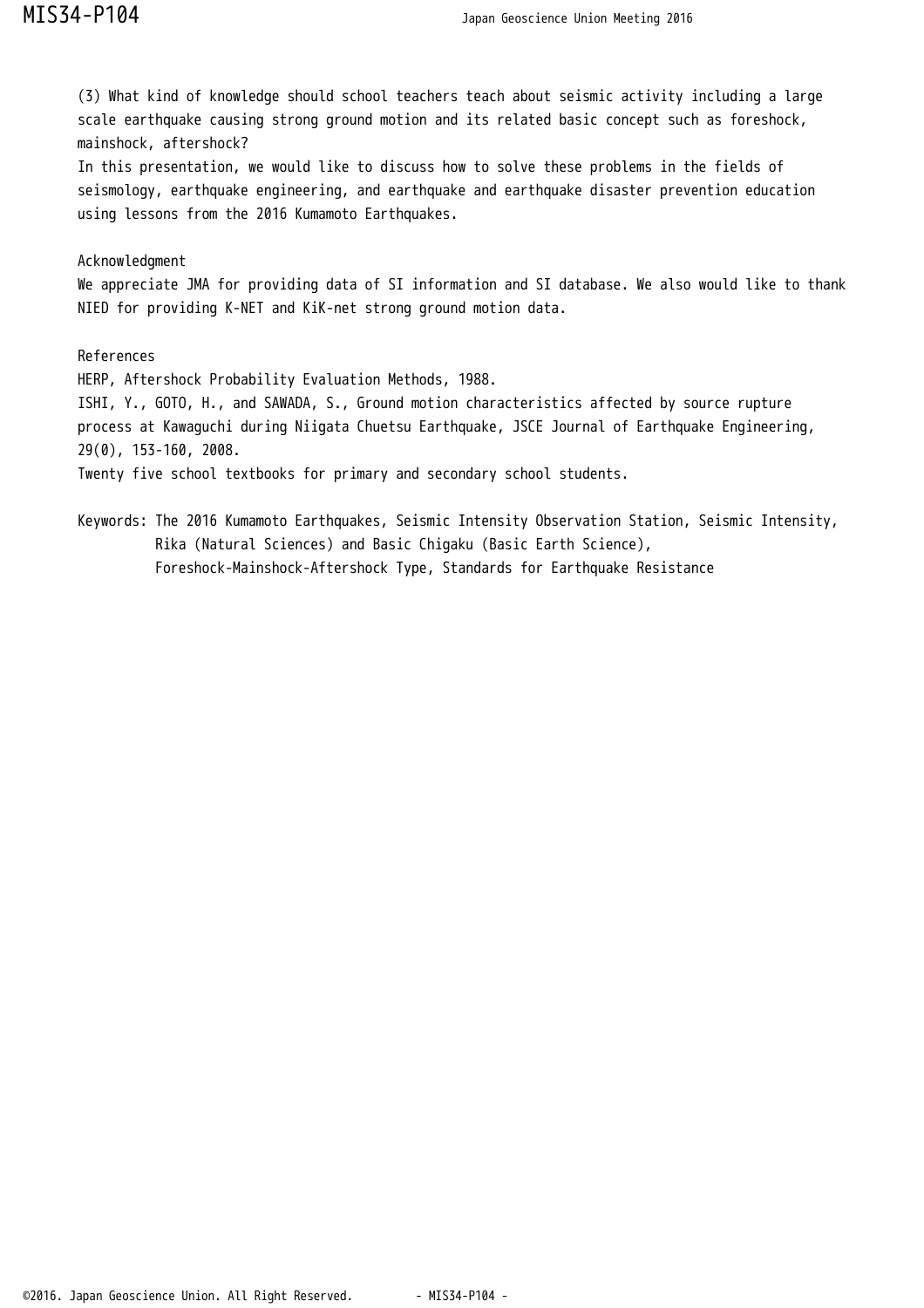(3) What kind of knowledge should school teachers teach about seismic activity including a large scale earthquake causing strong ground motion and its related basic concept such as foreshock, mainshock, aftershock?

In this presentation, we would like to discuss how to solve these problems in the fields of seismology, earthquake engineering, and earthquake and earthquake disaster prevention education using lessons from the 2016 Kumamoto Earthquakes.

Acknowledgment

We appreciate JMA for providing data of SI information and SI database. We also would like to thank NIED for providing K-NET and KiK-net strong ground motion data.

References

HERP, Aftershock Probability Evaluation Methods, 1988.

ISHI, Y., GOTO, H., and SAWADA, S., Ground motion characteristics affected by source rupture process at Kawaguchi during Niigata Chuetsu Earthquake, JSCE Journal of Earthquake Engineering, 29(0), 153-160, 2008.

Twenty five school textbooks for primary and secondary school students.

Keywords: The 2016 Kumamoto Earthquakes, Seismic Intensity Observation Station, Seismic Intensity, Rika (Natural Sciences) and Basic Chigaku (Basic Earth Science), Foreshock-Mainshock-Aftershock Type, Standards for Earthquake Resistance